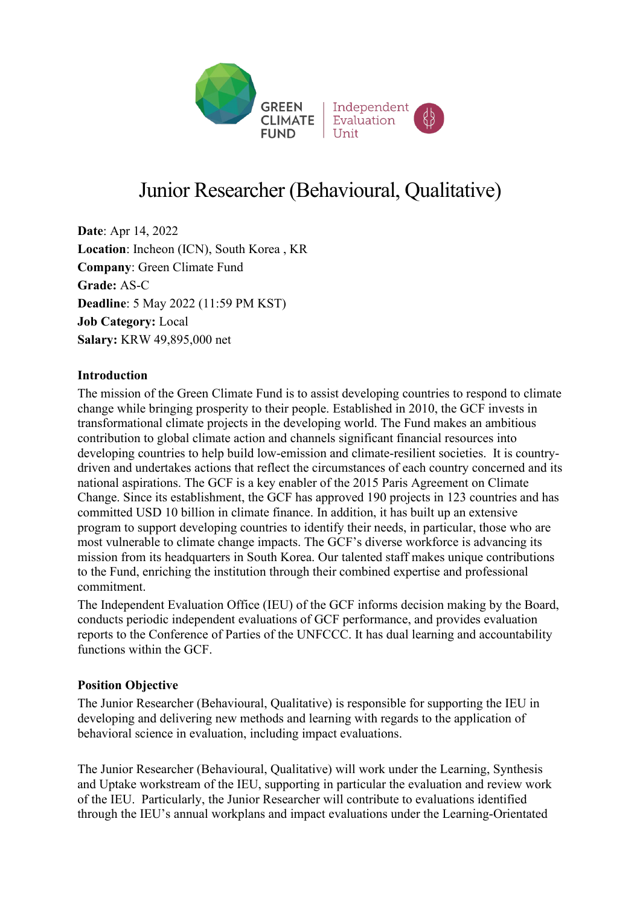# Junior Researcher (Behavioural, Qualitative)

**Date**: Apr 14, 2022
**Location**: Incheon (ICN), South Korea , KR
**Company**: Green Climate Fund
**Grade:** AS-C
**Deadline**: 5 May 2022 (11:59 PM KST)
**Job Category:** Local
**Salary:** KRW 49,895,000 net

**Introduction**

The mission of the Green Climate Fund is to assist developing countries to respond to climate change while bringing prosperity to their people. Established in 2010, the GCF invests in transformational climate projects in the developing world. The Fund makes an ambitious contribution to global climate action and channels significant financial resources into developing countries to help build low-emission and climate-resilient societies. It is country-driven and undertakes actions that reflect the circumstances of each country concerned and its national aspirations. The GCF is a key enabler of the 2015 Paris Agreement on Climate Change. Since its establishment, the GCF has approved 190 projects in 123 countries and has committed USD 10 billion in climate finance. In addition, it has built up an extensive program to support developing countries to identify their needs, in particular, those who are most vulnerable to climate change impacts. The GCF's diverse workforce is advancing its mission from its headquarters in South Korea. Our talented staff makes unique contributions to the Fund, enriching the institution through their combined expertise and professional commitment.

The Independent Evaluation Office (IEU) of the GCF informs decision making by the Board, conducts periodic independent evaluations of GCF performance, and provides evaluation reports to the Conference of Parties of the UNFCCC. It has dual learning and accountability functions within the GCF.

**Position Objective**

The Junior Researcher (Behavioural, Qualitative) is responsible for supporting the IEU in developing and delivering new methods and learning with regards to the application of behavioral science in evaluation, including impact evaluations.

The Junior Researcher (Behavioural, Qualitative) will work under the Learning, Synthesis and Uptake workstream of the IEU, supporting in particular the evaluation and review work of the IEU. Particularly, the Junior Researcher will contribute to evaluations identified through the IEU's annual workplans and impact evaluations under the Learning-Orientated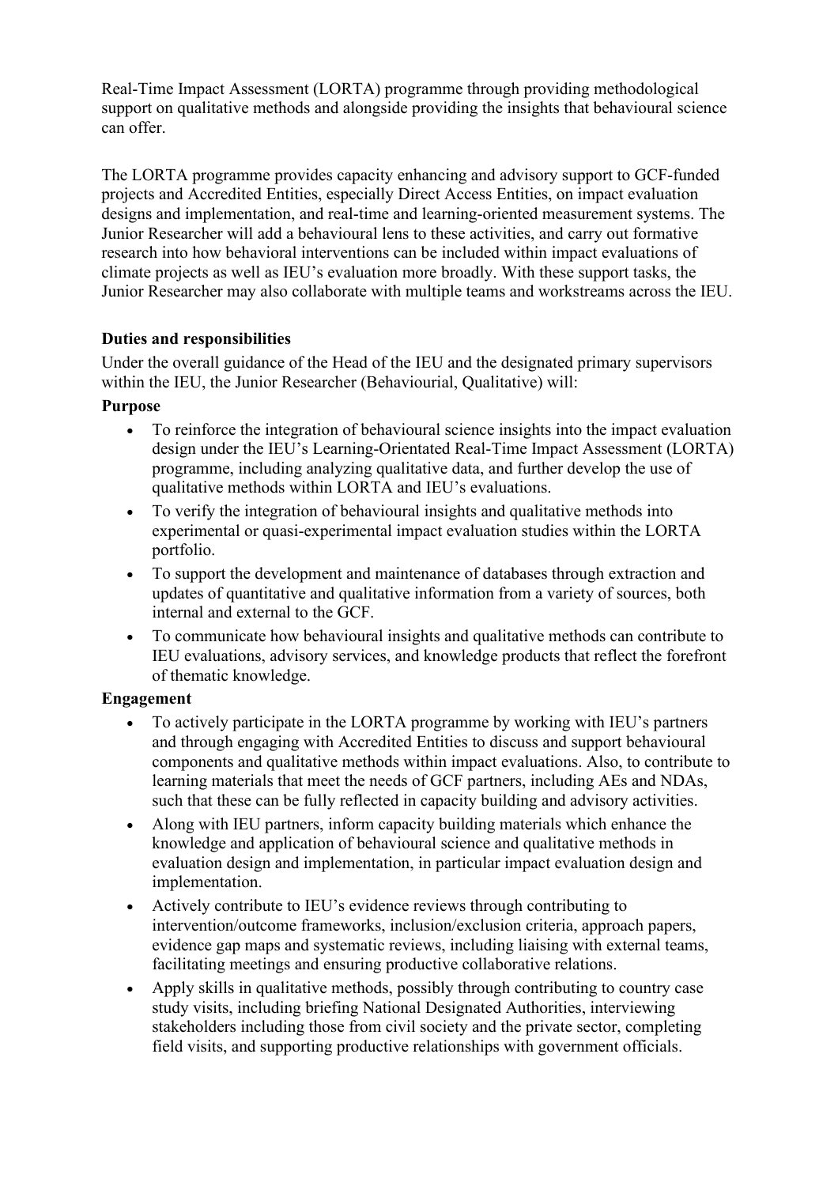Real-Time Impact Assessment (LORTA) programme through providing methodological support on qualitative methods and alongside providing the insights that behavioural science can offer.

The LORTA programme provides capacity enhancing and advisory support to GCF-funded projects and Accredited Entities, especially Direct Access Entities, on impact evaluation designs and implementation, and real-time and learning-oriented measurement systems. The Junior Researcher will add a behavioural lens to these activities, and carry out formative research into how behavioral interventions can be included within impact evaluations of climate projects as well as IEU's evaluation more broadly. With these support tasks, the Junior Researcher may also collaborate with multiple teams and workstreams across the IEU.

**Duties and responsibilities**

Under the overall guidance of the Head of the IEU and the designated primary supervisors within the IEU, the Junior Researcher (Behaviourial, Qualitative) will:

**Purpose**

- To reinforce the integration of behavioural science insights into the impact evaluation design under the IEU's Learning-Orientated Real-Time Impact Assessment (LORTA) programme, including analyzing qualitative data, and further develop the use of qualitative methods within LORTA and IEU's evaluations.
- To verify the integration of behavioural insights and qualitative methods into experimental or quasi-experimental impact evaluation studies within the LORTA portfolio.
- To support the development and maintenance of databases through extraction and updates of quantitative and qualitative information from a variety of sources, both internal and external to the GCF.
- To communicate how behavioural insights and qualitative methods can contribute to IEU evaluations, advisory services, and knowledge products that reflect the forefront of thematic knowledge.

**Engagement**

- To actively participate in the LORTA programme by working with IEU's partners and through engaging with Accredited Entities to discuss and support behavioural components and qualitative methods within impact evaluations. Also, to contribute to learning materials that meet the needs of GCF partners, including AEs and NDAs, such that these can be fully reflected in capacity building and advisory activities.
- Along with IEU partners, inform capacity building materials which enhance the knowledge and application of behavioural science and qualitative methods in evaluation design and implementation, in particular impact evaluation design and implementation.
- Actively contribute to IEU's evidence reviews through contributing to intervention/outcome frameworks, inclusion/exclusion criteria, approach papers, evidence gap maps and systematic reviews, including liaising with external teams, facilitating meetings and ensuring productive collaborative relations.
- Apply skills in qualitative methods, possibly through contributing to country case study visits, including briefing National Designated Authorities, interviewing stakeholders including those from civil society and the private sector, completing field visits, and supporting productive relationships with government officials.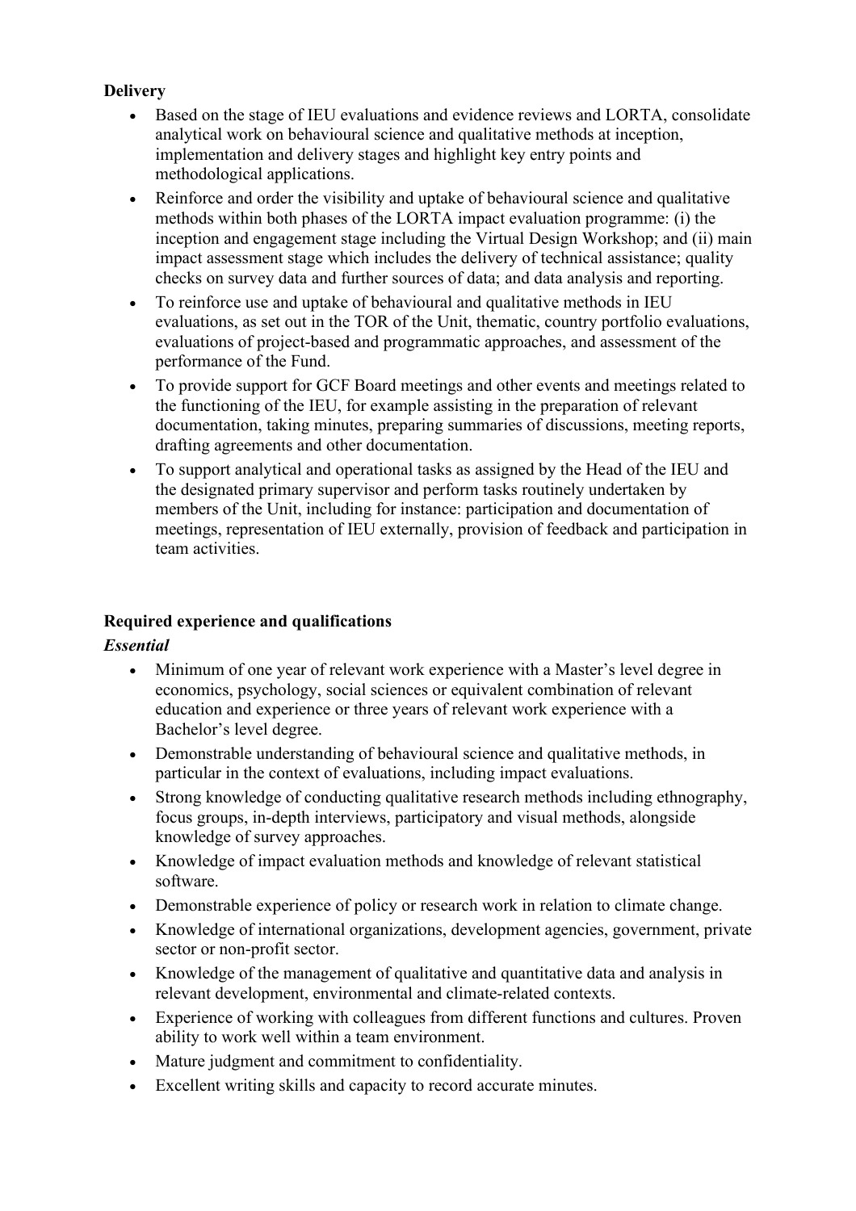**Delivery**

- Based on the stage of IEU evaluations and evidence reviews and LORTA, consolidate analytical work on behavioural science and qualitative methods at inception, implementation and delivery stages and highlight key entry points and methodological applications.
- Reinforce and order the visibility and uptake of behavioural science and qualitative methods within both phases of the LORTA impact evaluation programme: (i) the inception and engagement stage including the Virtual Design Workshop; and (ii) main impact assessment stage which includes the delivery of technical assistance; quality checks on survey data and further sources of data; and data analysis and reporting.
- To reinforce use and uptake of behavioural and qualitative methods in IEU evaluations, as set out in the TOR of the Unit, thematic, country portfolio evaluations, evaluations of project-based and programmatic approaches, and assessment of the performance of the Fund.
- To provide support for GCF Board meetings and other events and meetings related to the functioning of the IEU, for example assisting in the preparation of relevant documentation, taking minutes, preparing summaries of discussions, meeting reports, drafting agreements and other documentation.
- To support analytical and operational tasks as assigned by the Head of the IEU and the designated primary supervisor and perform tasks routinely undertaken by members of the Unit, including for instance: participation and documentation of meetings, representation of IEU externally, provision of feedback and participation in team activities.

**Required experience and qualifications**

***Essential***

- Minimum of one year of relevant work experience with a Master's level degree in economics, psychology, social sciences or equivalent combination of relevant education and experience or three years of relevant work experience with a Bachelor's level degree.
- Demonstrable understanding of behavioural science and qualitative methods, in particular in the context of evaluations, including impact evaluations.
- Strong knowledge of conducting qualitative research methods including ethnography, focus groups, in-depth interviews, participatory and visual methods, alongside knowledge of survey approaches.
- Knowledge of impact evaluation methods and knowledge of relevant statistical software.
- Demonstrable experience of policy or research work in relation to climate change.
- Knowledge of international organizations, development agencies, government, private sector or non-profit sector.
- Knowledge of the management of qualitative and quantitative data and analysis in relevant development, environmental and climate-related contexts.
- Experience of working with colleagues from different functions and cultures. Proven ability to work well within a team environment.
- Mature judgment and commitment to confidentiality.
- Excellent writing skills and capacity to record accurate minutes.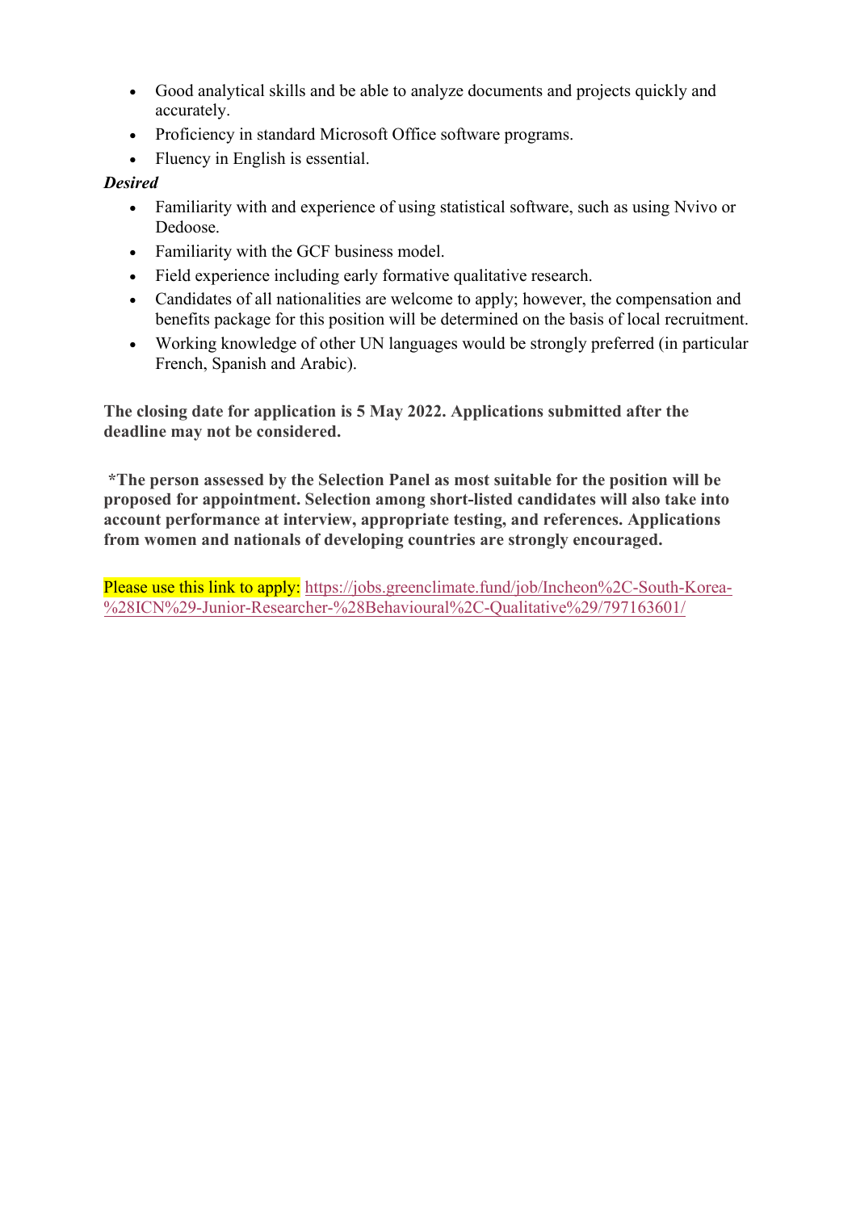- Good analytical skills and be able to analyze documents and projects quickly and accurately.
- Proficiency in standard Microsoft Office software programs.
- Fluency in English is essential.

***Desired***

- Familiarity with and experience of using statistical software, such as using Nvivo or Dedoose.
- Familiarity with the GCF business model.
- Field experience including early formative qualitative research.
- Candidates of all nationalities are welcome to apply; however, the compensation and benefits package for this position will be determined on the basis of local recruitment.
- Working knowledge of other UN languages would be strongly preferred (in particular French, Spanish and Arabic).

**The closing date for application is 5 May 2022. Applications submitted after the deadline may not be considered.**

**\*The person assessed by the Selection Panel as most suitable for the position will be proposed for appointment. Selection among short-listed candidates will also take into account performance at interview, appropriate testing, and references. Applications from women and nationals of developing countries are strongly encouraged.**

Please use this link to apply: [https://jobs.greenclimate.fund/job/Incheon%2C-South-Korea-%28ICN%29-Junior-Researcher-%28Behavioural%2C-Qualitative%29/797163601/](https://jobs.greenclimate.fund/job/Incheon%2C-South-Korea-%28ICN%29-Junior-Researcher-%28Behavioural%2C-Qualitative%29/797163601/)